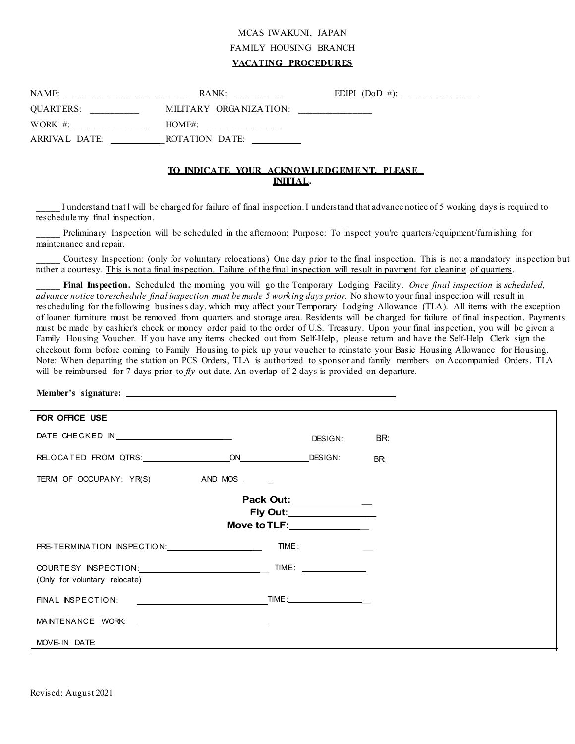MCAS IWAKUNI, JAPAN

FAMILY HOUSING BRANCH

**VACATING PROCEDURES**

NAME: _________________________ RANK: __________ EDIPI (DoD #): _______________

QUARTERS: __________ MILITARY ORGANIZATION: _______________

WORK #: _______________ HOME#: _______________

ARRIVAL DATE: ___________ ROTATION DATE: __________

**TO INDICATE YOUR ACKNOWLEDGEMENT, PLEASE INITIAL.**

_____ I understand that I will be charged for failure of final inspection. I understand that advance notice of 5 working days is required to reschedule my final inspection.

_____ Preliminary Inspection will be scheduled in the afternoon: Purpose: To inspect you're quarters/equipment/furnishing for maintenance and repair.

_____ Courtesy Inspection: (only for voluntary relocations) One day prior to the final inspection. This is not a mandatory inspection but rather a courtesy. This is not a final inspection. Failure of the final inspection will result in payment for cleaning of quarters.

_____ **Final Inspection.** Scheduled the morning you will go the Temporary Lodging Facility. *Once final inspection* is *scheduled, advance notice* to *reschedule final inspection must be made 5 working days prior.* No show to your final inspection will result in rescheduling for the following business day, which may affect your Temporary Lodging Allowance (TLA). All items with the exception of loaner furniture must be removed from quarters and storage area. Residents will be charged for failure of final inspection. Payments must be made by cashier's check or money order paid to the order of U.S. Treasury. Upon your final inspection, you will be given a Family Housing Voucher. If you have any items checked out from Self-Help, please return and have the Self-Help Clerk sign the checkout form before coming to Family Housing to pick up your voucher to reinstate your Basic Housing Allowance for Housing. Note: When departing the station on PCS Orders, TLA is authorized to sponsor and family members on Accompanied Orders. TLA will be reimbursed for 7 days prior to *fly* out date. An overlap of 2 days is provided on departure.

**Member's signature:** ____________________________________________

**FOR OFFICE USE**

DATE CHECKED IN: ________________________ DESIGN: BR:

RELOCATED FROM QTRS: ____________________ ON _______________ DESIGN: BR:

TERM OF OCCUPANY: YR(S) ___________ AND MOS ___

**Pack Out:** _______________

**Fly Out:** _______________

**Move to TLF:** _______________

PRE-TERMINATION INSPECTION: ____________________ TIME: _________________

COURTESY INSPECTION: ____________________ TIME: _______________

(Only for voluntary relocate)

FINAL INSPECTION: ____________________ TIME: _________________

MAINTENANCE WORK: ____________________

MOVE-IN DATE:

Revised: August 2021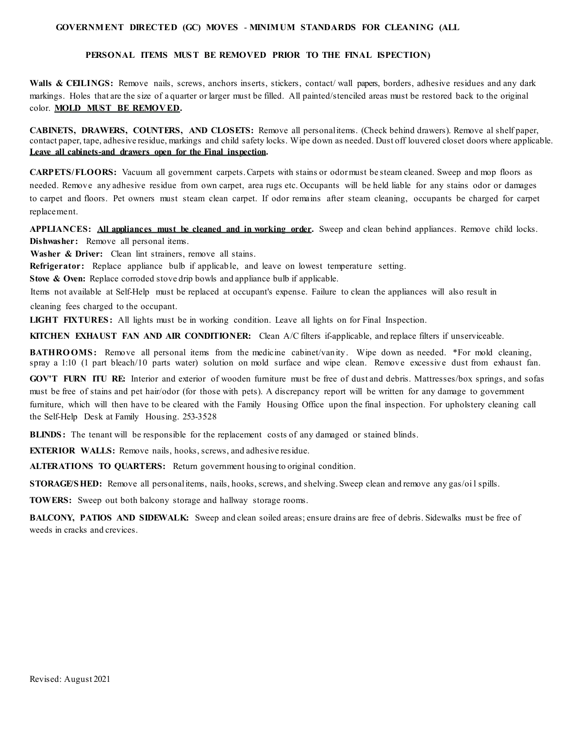# GOVERNMENT DIRECTED (GC) MOVES - MINIMUM STANDARDS FOR CLEANING (ALL PERSONAL ITEMS MUST BE REMOVED PRIOR TO THE FINAL ISPECTION)

**Walls & CEILINGS:** Remove nails, screws, anchors inserts, stickers, contact/ wall papers, borders, adhesive residues and any dark markings. Holes that are the size of a quarter or larger must be filled. All painted/stenciled areas must be restored back to the original color. **MOLD MUST BE REMOVED.**

**CABINETS, DRAWERS, COUNTERS, AND CLOSETS:** Remove all personal items. (Check behind drawers). Remove al shelf paper, contact paper, tape, adhesive residue, markings and child safety locks. Wipe down as needed. Dust off louvered closet doors where applicable. **Leave all cabinets-and drawers open for the Final inspection.**

**CARPETS/FLOORS:** Vacuum all government carpets. Carpets with stains or odor must be steam cleaned. Sweep and mop floors as needed. Remove any adhesive residue from own carpet, area rugs etc. Occupants will be held liable for any stains odor or damages to carpet and floors. Pet owners must steam clean carpet. If odor remains after steam cleaning, occupants be charged for carpet replacement.

**APPLIANCES:** **All appliances must be cleaned and in working order.** Sweep and clean behind appliances. Remove child locks.

**Dishwasher:** Remove all personal items.

**Washer & Driver:** Clean lint strainers, remove all stains.

**Refrigerator:** Replace appliance bulb if applicable, and leave on lowest temperature setting.

**Stove & Oven:** Replace corroded stove drip bowls and appliance bulb if applicable.

Items not available at Self-Help must be replaced at occupant's expense. Failure to clean the appliances will also result in cleaning fees charged to the occupant.

**LIGHT FIXTURES:** All lights must be in working condition. Leave all lights on for Final Inspection.

**KITCHEN EXHAUST FAN AND AIR CONDITIONER:** Clean A/C filters if-applicable, and replace filters if unserviceable.

**BATHROOMS:** Remove all personal items from the medicine cabinet/vanity. Wipe down as needed. *For mold cleaning, spray a 1:10 (1 part bleach/10 parts water) solution on mold surface and wipe clean. Remove excessive dust from exhaust fan.

**GOV'T FURN ITU RE:** Interior and exterior of wooden furniture must be free of dust and debris. Mattresses/box springs, and sofas must be free of stains and pet hair/odor (for those with pets). A discrepancy report will be written for any damage to government furniture, which will then have to be cleared with the Family Housing Office upon the final inspection. For upholstery cleaning call the Self-Help Desk at Family Housing. 253-3528

**BLINDS:** The tenant will be responsible for the replacement costs of any damaged or stained blinds.

**EXTERIOR WALLS:** Remove nails, hooks, screws, and adhesive residue.

**ALTERATIONS TO QUARTERS:** Return government housing to original condition.

**STORAGE/SHED:** Remove all personal items, nails, hooks, screws, and shelving. Sweep clean and remove any gas/oil spills.

**TOWERS:** Sweep out both balcony storage and hallway storage rooms.

**BALCONY, PATIOS AND SIDEWALK:** Sweep and clean soiled areas; ensure drains are free of debris. Sidewalks must be free of weeds in cracks and crevices.

Revised: August 2021